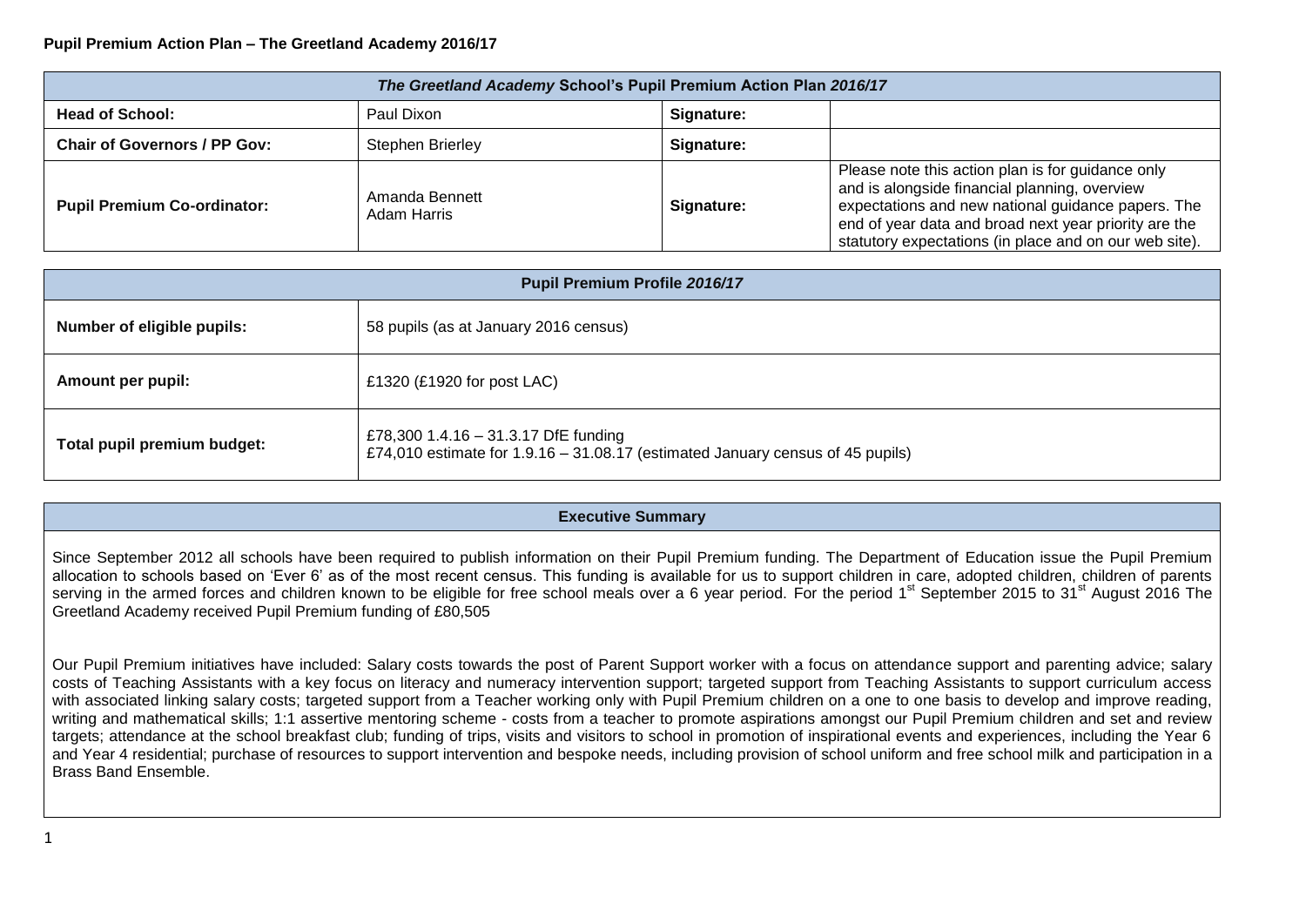**Pupil Premium Action Plan – The Greetland Academy 2016/17**

| *The Greetland Academy* School's Pupil Premium Action Plan *2016/17* | | | |
|---|---|---|---|
| **Head of School:** | Paul Dixon | **Signature:** | |
| **Chair of Governors / PP Gov:** | Stephen Brierley | **Signature:** | |
| **Pupil Premium Co-ordinator:** | Amanda Bennett<br>Adam Harris | **Signature:** | Please note this action plan is for guidance only and is alongside financial planning, overview expectations and new national guidance papers. The end of year data and broad next year priority are the statutory expectations (in place and on our web site). |

| Pupil Premium Profile *2016/17* | |
|---|---|
| **Number of eligible pupils:** | 58 pupils (as at January 2016 census) |
| **Amount per pupil:** | £1320 (£1920 for post LAC) |
| **Total pupil premium budget:** | £78,300 1.4.16 – 31.3.17 DfE funding<br>£74,010 estimate for 1.9.16 – 31.08.17 (estimated January census of 45 pupils) |

**Executive Summary**

Since September 2012 all schools have been required to publish information on their Pupil Premium funding. The Department of Education issue the Pupil Premium allocation to schools based on 'Ever 6' as of the most recent census. This funding is available for us to support children in care, adopted children, children of parents serving in the armed forces and children known to be eligible for free school meals over a 6 year period. For the period 1st September 2015 to 31st August 2016 The Greetland Academy received Pupil Premium funding of £80,505

Our Pupil Premium initiatives have included: Salary costs towards the post of Parent Support worker with a focus on attendance support and parenting advice; salary costs of Teaching Assistants with a key focus on literacy and numeracy intervention support; targeted support from Teaching Assistants to support curriculum access with associated linking salary costs; targeted support from a Teacher working only with Pupil Premium children on a one to one basis to develop and improve reading, writing and mathematical skills; 1:1 assertive mentoring scheme - costs from a teacher to promote aspirations amongst our Pupil Premium children and set and review targets; attendance at the school breakfast club; funding of trips, visits and visitors to school in promotion of inspirational events and experiences, including the Year 6 and Year 4 residential; purchase of resources to support intervention and bespoke needs, including provision of school uniform and free school milk and participation in a Brass Band Ensemble.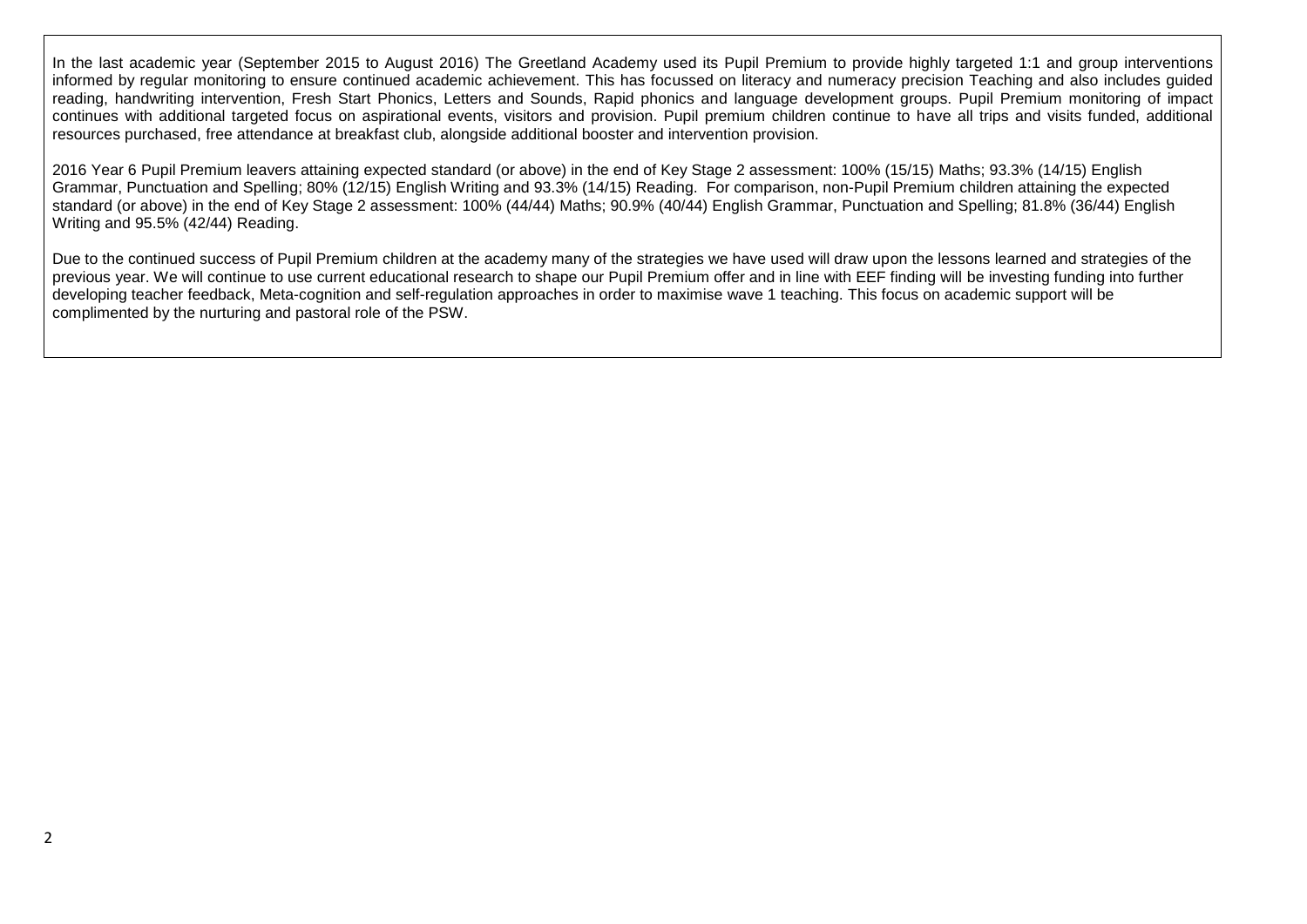In the last academic year (September 2015 to August 2016) The Greetland Academy used its Pupil Premium to provide highly targeted 1:1 and group interventions informed by regular monitoring to ensure continued academic achievement. This has focussed on literacy and numeracy precision Teaching and also includes guided reading, handwriting intervention, Fresh Start Phonics, Letters and Sounds, Rapid phonics and language development groups. Pupil Premium monitoring of impact continues with additional targeted focus on aspirational events, visitors and provision. Pupil premium children continue to have all trips and visits funded, additional resources purchased, free attendance at breakfast club, alongside additional booster and intervention provision.

2016 Year 6 Pupil Premium leavers attaining expected standard (or above) in the end of Key Stage 2 assessment: 100% (15/15) Maths; 93.3% (14/15) English Grammar, Punctuation and Spelling; 80% (12/15) English Writing and 93.3% (14/15) Reading. For comparison, non-Pupil Premium children attaining the expected standard (or above) in the end of Key Stage 2 assessment: 100% (44/44) Maths; 90.9% (40/44) English Grammar, Punctuation and Spelling; 81.8% (36/44) English Writing and 95.5% (42/44) Reading.

Due to the continued success of Pupil Premium children at the academy many of the strategies we have used will draw upon the lessons learned and strategies of the previous year. We will continue to use current educational research to shape our Pupil Premium offer and in line with EEF finding will be investing funding into further developing teacher feedback, Meta-cognition and self-regulation approaches in order to maximise wave 1 teaching. This focus on academic support will be complimented by the nurturing and pastoral role of the PSW.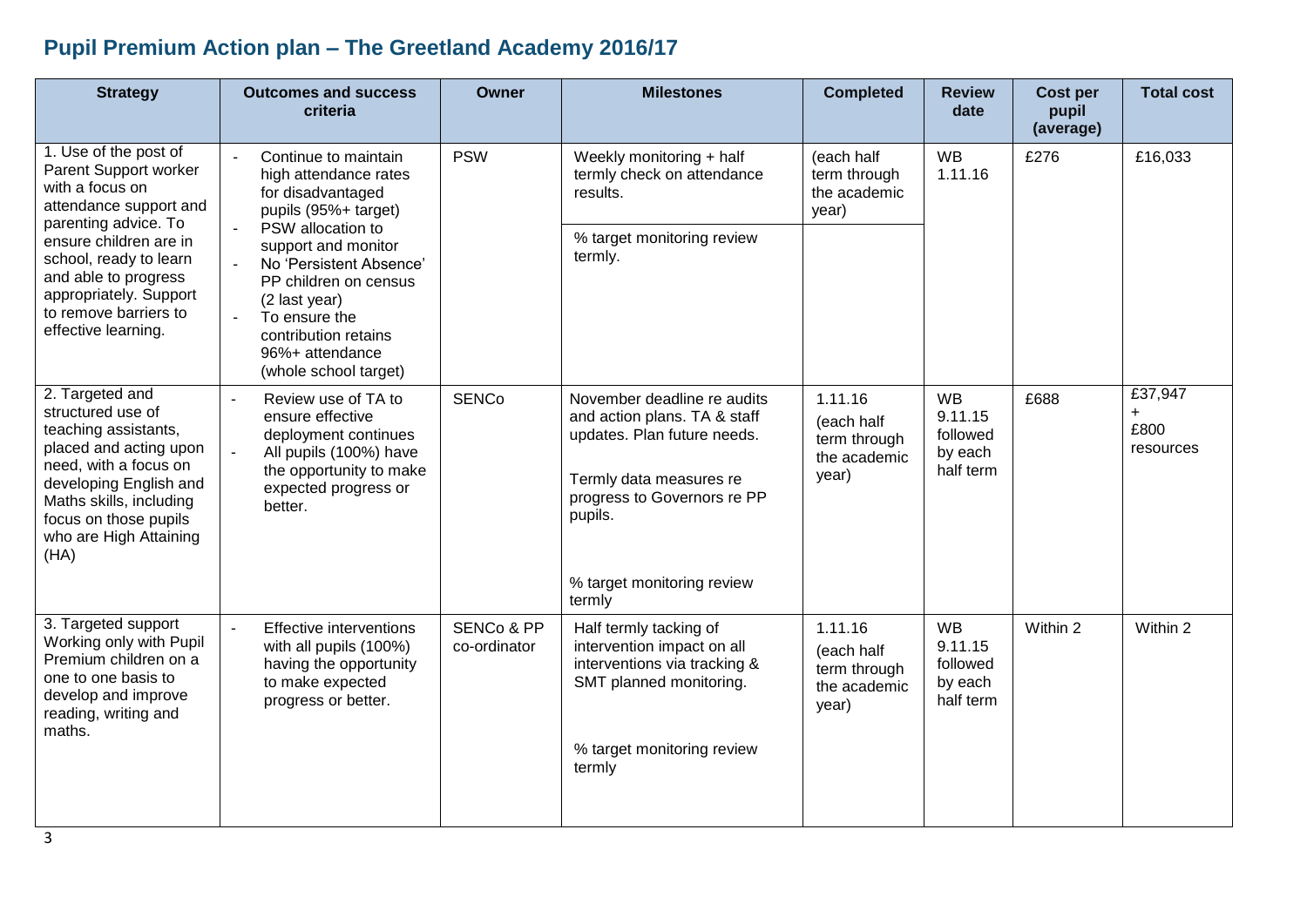## Pupil Premium Action plan – The Greetland Academy 2016/17

| Strategy | Outcomes and success criteria | Owner | Milestones | Completed | Review date | Cost per pupil (average) | Total cost |
|---|---|---|---|---|---|---|---|
| 1. Use of the post of Parent Support worker with a focus on attendance support and parenting advice. To ensure children are in school, ready to learn and able to progress appropriately. Support to remove barriers to effective learning. | - Continue to maintain high attendance rates for disadvantaged pupils (95%+ target)<br>- PSW allocation to support and monitor<br>- No 'Persistent Absence' PP children on census (2 last year)<br>- To ensure the contribution retains 96%+ attendance (whole school target) | PSW | Weekly monitoring + half termly check on attendance results.<br><br>% target monitoring review termly. | (each half term through the academic year) | WB 1.11.16 | £276 | £16,033 |
| 2. Targeted and structured use of teaching assistants, placed and acting upon need, with a focus on developing English and Maths skills, including focus on those pupils who are High Attaining (HA) | - Review use of TA to ensure effective deployment continues<br>- All pupils (100%) have the opportunity to make expected progress or better. | SENCo | November deadline re audits and action plans. TA & staff updates. Plan future needs.<br><br>Termly data measures re progress to Governors re PP pupils.<br><br>% target monitoring review termly | 1.11.16 (each half term through the academic year) | WB 9.11.15 followed by each half term | £688 | £37,947 + £800 resources |
| 3. Targeted support Working only with Pupil Premium children on a one to one basis to develop and improve reading, writing and maths. | - Effective interventions with all pupils (100%) having the opportunity to make expected progress or better. | SENCo & PP co-ordinator | Half termly tacking of intervention impact on all interventions via tracking & SMT planned monitoring.<br><br>% target monitoring review termly | 1.11.16 (each half term through the academic year) | WB 9.11.15 followed by each half term | Within 2 | Within 2 |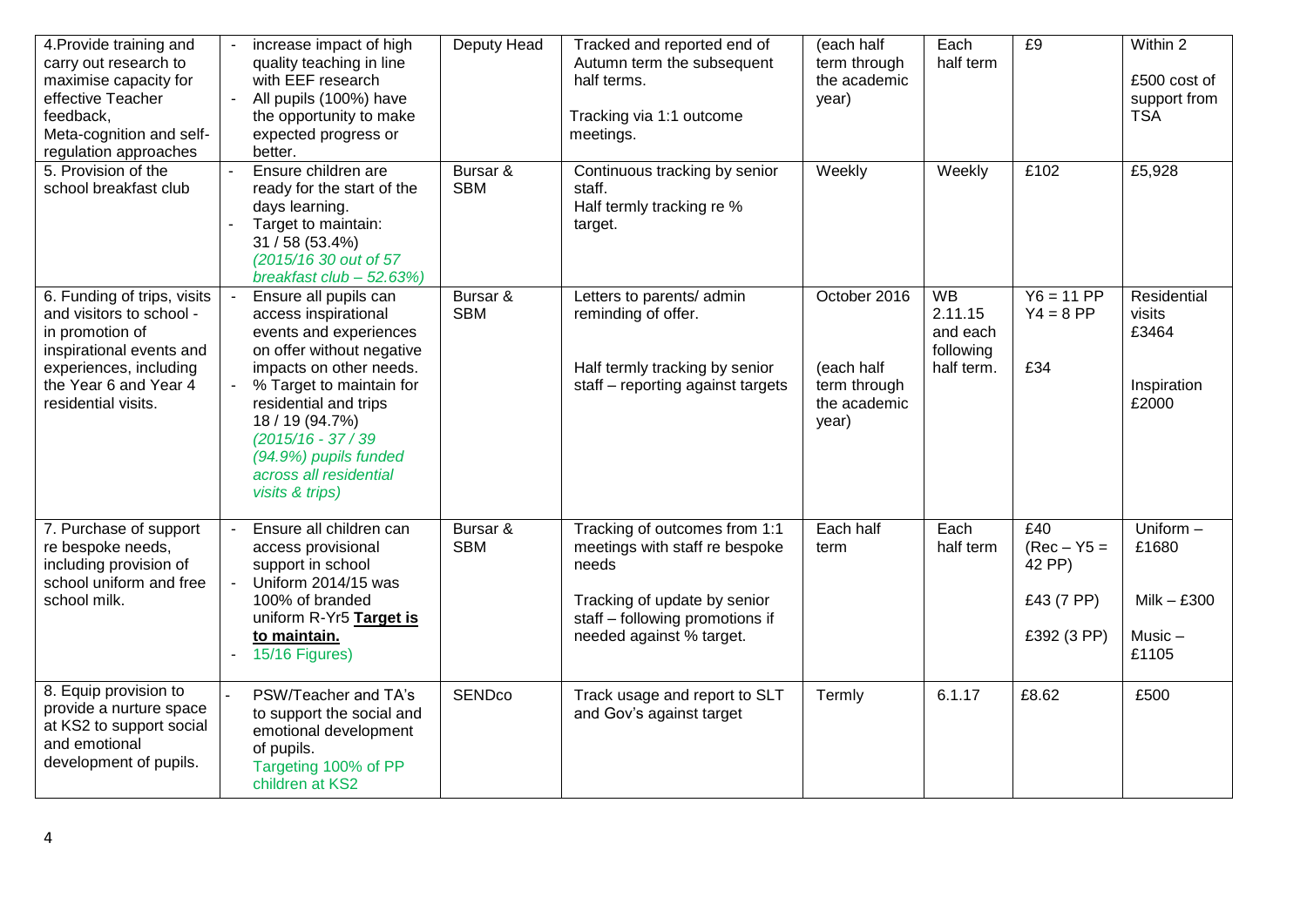| 4.Provide training and carry out research to maximise capacity for effective Teacher feedback, Meta-cognition and self-regulation approaches | - increase impact of high quality teaching in line with EEF research<br>- All pupils (100%) have the opportunity to make expected progress or better. | Deputy Head | Tracked and reported end of Autumn term the subsequent half terms.<br><br>Tracking via 1:1 outcome meetings. | (each half term through the academic year) | Each half term | £9 | Within 2<br><br>£500 cost of support from TSA |
|---|---|---|---|---|---|---|---|
| 5. Provision of the school breakfast club | - Ensure children are ready for the start of the days learning.<br>- Target to maintain: 31 / 58 (53.4%) *(2015/16 30 out of 57 breakfast club – 52.63%)* | Bursar & SBM | Continuous tracking by senior staff.<br>Half termly tracking re % target. | Weekly | Weekly | £102 | £5,928 |
| 6. Funding of trips, visits and visitors to school - in promotion of inspirational events and experiences, including the Year 6 and Year 4 residential visits. | - Ensure all pupils can access inspirational events and experiences on offer without negative impacts on other needs.<br>- % Target to maintain for residential and trips 18 / 19 (94.7%) *(2015/16 - 37 / 39 (94.9%) pupils funded across all residential visits & trips)* | Bursar & SBM | Letters to parents/ admin reminding of offer.<br><br>Half termly tracking by senior staff – reporting against targets | October 2016<br><br>(each half term through the academic year) | WB 2.11.15 and each following half term. | Y6 = 11 PP<br>Y4 = 8 PP<br><br>£34 | Residential visits £3464<br><br>Inspiration £2000 |
| 7. Purchase of support re bespoke needs, including provision of school uniform and free school milk. | - Ensure all children can access provisional support in school<br>- Uniform 2014/15 was 100% of branded uniform R-Yr5 **Target is to maintain.**<br>- 15/16 Figures) | Bursar & SBM | Tracking of outcomes from 1:1 meetings with staff re bespoke needs<br><br>Tracking of update by senior staff – following promotions if needed against % target. | Each half term | Each half term | £40 (Rec – Y5 = 42 PP)<br><br>£43 (7 PP)<br><br>£392 (3 PP) | Uniform – £1680<br><br>Milk – £300<br><br>Music – £1105 |
| 8. Equip provision to provide a nurture space at KS2 to support social and emotional development of pupils. | - PSW/Teacher and TA's to support the social and emotional development of pupils.<br>Targeting 100% of PP children at KS2 | SENDco | Track usage and report to SLT and Gov's against target | Termly | 6.1.17 | £8.62 | £500 |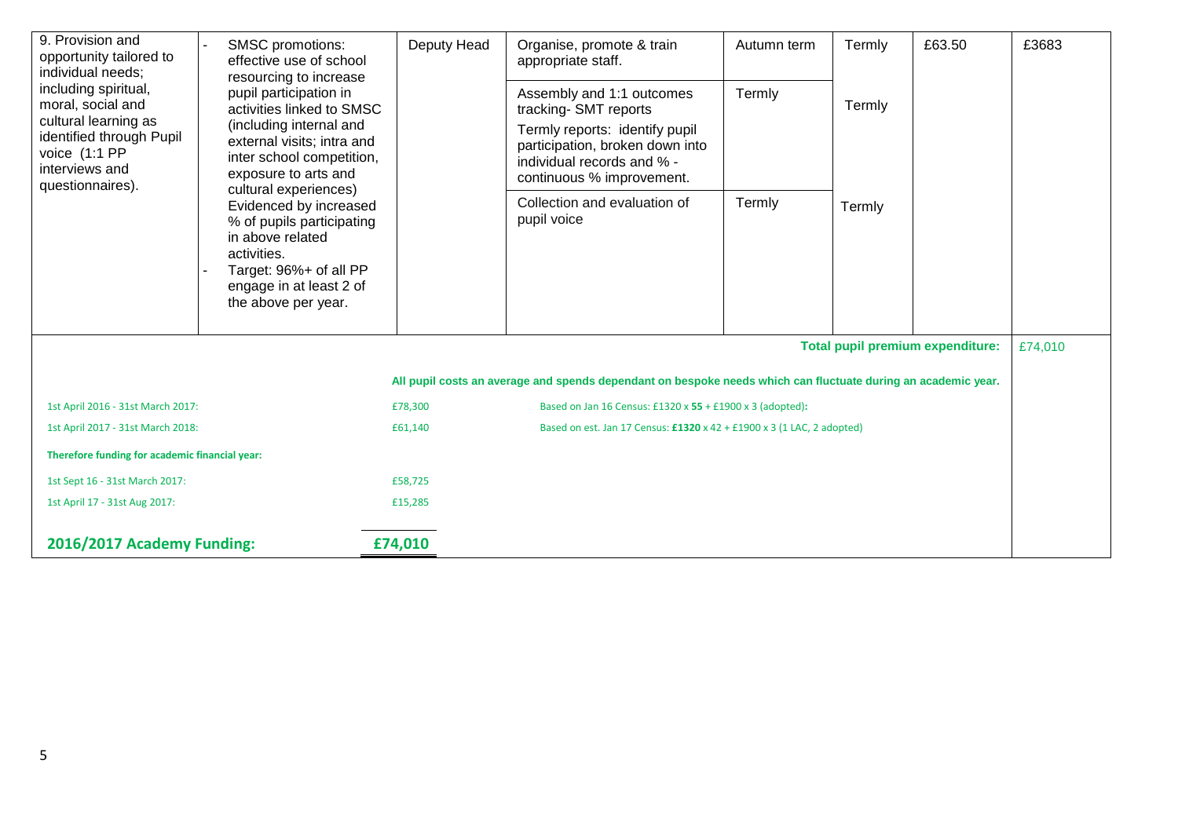| 9. Provision and opportunity tailored to individual needs; including spiritual, moral, social and cultural learning as identified through Pupil voice (1:1 PP interviews and questionnaires). | - SMSC promotions: effective use of school resourcing to increase pupil participation in activities linked to SMSC (including internal and external visits; intra and inter school competition, exposure to arts and cultural experiences) Evidenced by increased % of pupils participating in above related activities.<br>- Target: 96%+ of all PP engage in at least 2 of the above per year. | Deputy Head | Organise, promote & train appropriate staff. | Autumn term | Termly | £63.50 | £3683 |
|---|---|---|---|---|---|---|---|
| | | | Assembly and 1:1 outcomes tracking- SMT reports<br>Termly reports: identify pupil participation, broken down into individual records and % - continuous % improvement. | Termly | Termly | | |
| | | | Collection and evaluation of pupil voice | Termly | Termly | | |
| | | | | | | **Total pupil premium expenditure:** | £74,010 |

**All pupil costs an average and spends dependant on bespoke needs which can fluctuate during an academic year.**

| | | |
|---|---|---|
| 1st April 2016 - 31st March 2017: | £78,300 | Based on Jan 16 Census: £1320 x **55** + £1900 x 3 (adopted)**:** |
| 1st April 2017 - 31st March 2018: | £61,140 | Based on est. Jan 17 Census: **£1320** x 42 + £1900 x 3 (1 LAC, 2 adopted) |
| **Therefore funding for academic financial year:** | | |
| 1st Sept 16 - 31st March 2017: | £58,725 | |
| 1st April 17 - 31st Aug 2017: | £15,285 | |
| **2016/2017 Academy Funding:** | **£74,010** | |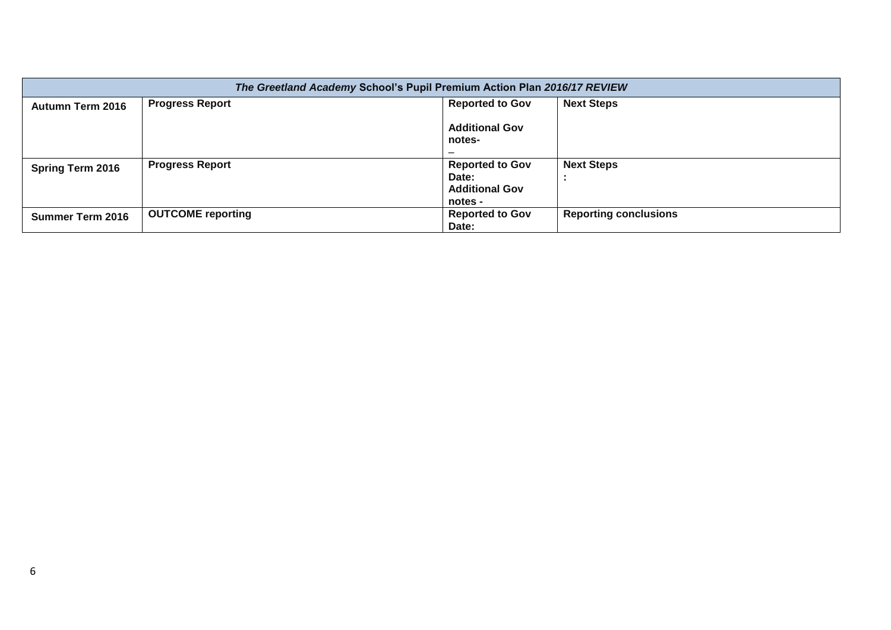| *The Greetland Academy* School's Pupil Premium Action Plan *2016/17 REVIEW* | | | |
|---|---|---|---|
| **Autumn Term 2016** | **Progress Report** | **Reported to Gov**<br><br>**Additional Gov notes-**<br>– | **Next Steps** |
| **Spring Term 2016** | **Progress Report** | **Reported to Gov Date:**<br>**Additional Gov notes -** | **Next Steps**<br>**:** |
| **Summer Term 2016** | **OUTCOME reporting** | **Reported to Gov Date:** | **Reporting conclusions** |